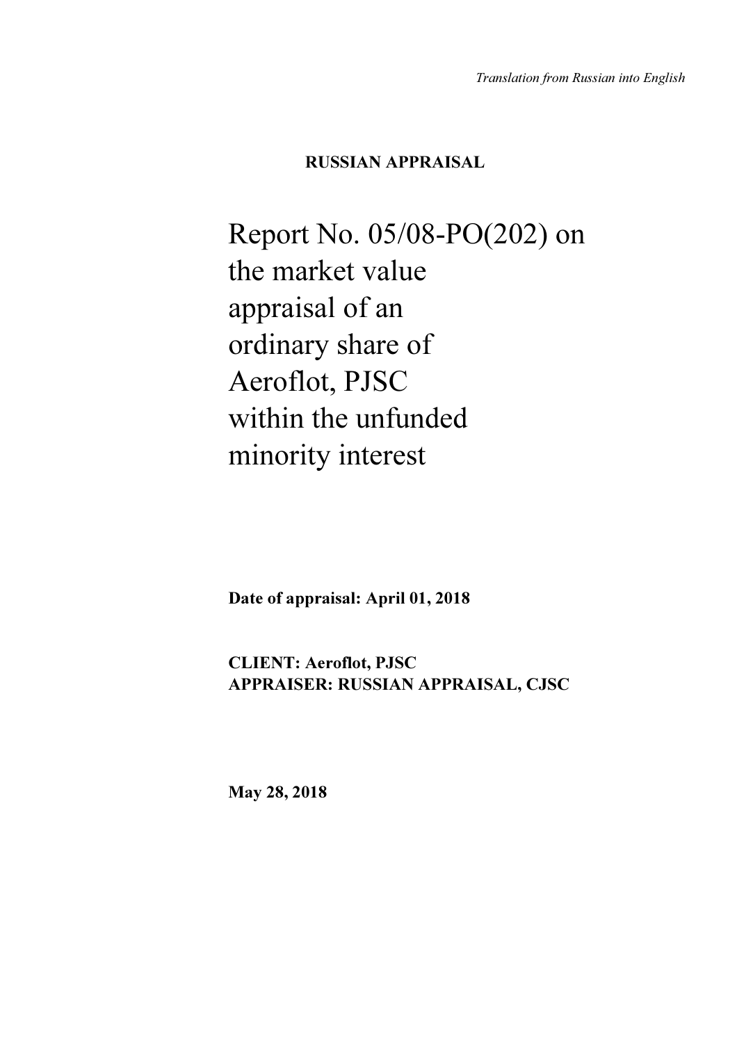*Translation from Russian into English*

**RUSSIAN APPRAISAL**

# Report No. 05/08-PO(202) on the market value appraisal of an ordinary share of Aeroflot, PJSC within the unfunded minority interest

**Date of appraisal: April 01, 2018**

**CLIENT: Aeroflot, PJSC**
**APPRAISER: RUSSIAN APPRAISAL, CJSC**

**May 28, 2018**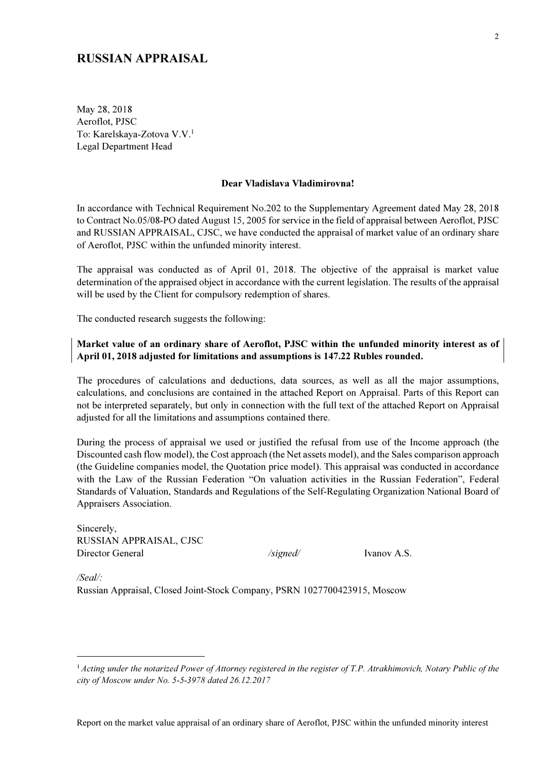## RUSSIAN APPRAISAL

May 28, 2018
Aeroflot, PJSC
To: Karelskaya-Zotova V.V.[1]
Legal Department Head

**Dear Vladislava Vladimirovna!**

In accordance with Technical Requirement No.202 to the Supplementary Agreement dated May 28, 2018 to Contract No.05/08-PO dated August 15, 2005 for service in the field of appraisal between Aeroflot, PJSC and RUSSIAN APPRAISAL, CJSC, we have conducted the appraisal of market value of an ordinary share of Aeroflot, PJSC within the unfunded minority interest.

The appraisal was conducted as of April 01, 2018. The objective of the appraisal is market value determination of the appraised object in accordance with the current legislation. The results of the appraisal will be used by the Client for compulsory redemption of shares.

The conducted research suggests the following:

**Market value of an ordinary share of Aeroflot, PJSC within the unfunded minority interest as of April 01, 2018 adjusted for limitations and assumptions is 147.22 Rubles rounded.**

The procedures of calculations and deductions, data sources, as well as all the major assumptions, calculations, and conclusions are contained in the attached Report on Appraisal. Parts of this Report can not be interpreted separately, but only in connection with the full text of the attached Report on Appraisal adjusted for all the limitations and assumptions contained there.

During the process of appraisal we used or justified the refusal from use of the Income approach (the Discounted cash flow model), the Cost approach (the Net assets model), and the Sales comparison approach (the Guideline companies model, the Quotation price model). This appraisal was conducted in accordance with the Law of the Russian Federation "On valuation activities in the Russian Federation", Federal Standards of Valuation, Standards and Regulations of the Self-Regulating Organization National Board of Appraisers Association.

Sincerely,
RUSSIAN APPRAISAL, CJSC
Director General *\/signed/* Ivanov A.S.

*/Seal/:*
Russian Appraisal, Closed Joint-Stock Company, PSRN 1027700423915, Moscow

---

[1] *Acting under the notarized Power of Attorney registered in the register of T.P. Atrakhimovich, Notary Public of the city of Moscow under No. 5-5-3978 dated 26.12.2017*